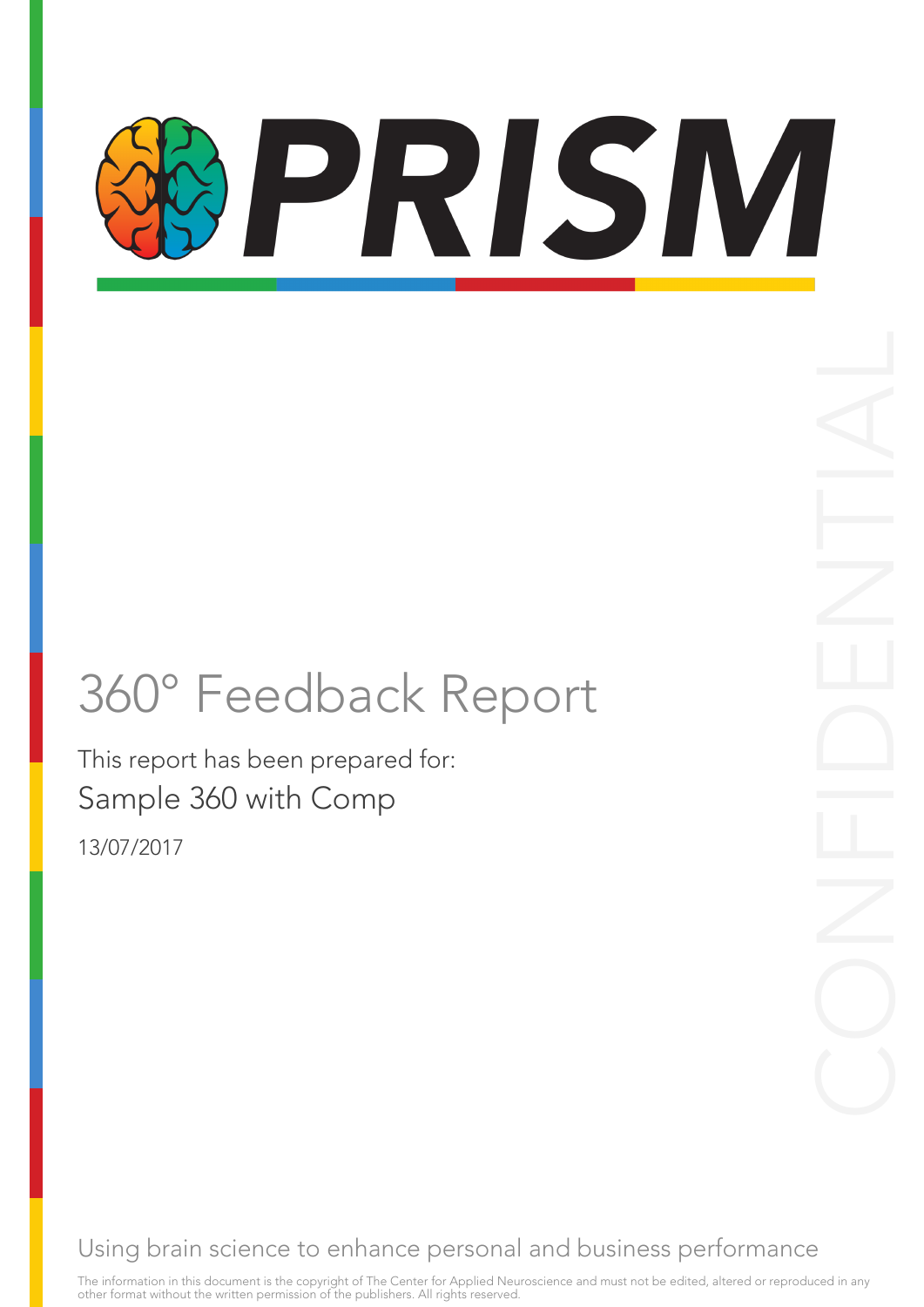# PRISM

# 360° Feedback Report

This report has been prepared for:

Sample 360 with Comp

13/07/2017

CONFIDENTIAL

Using brain science to enhance personal and business performance

The information in this document is the copyright of The Center for Applied Neuroscience and must not be edited, altered or reproduced in any other format without the written permission of the publishers. All rights reserved.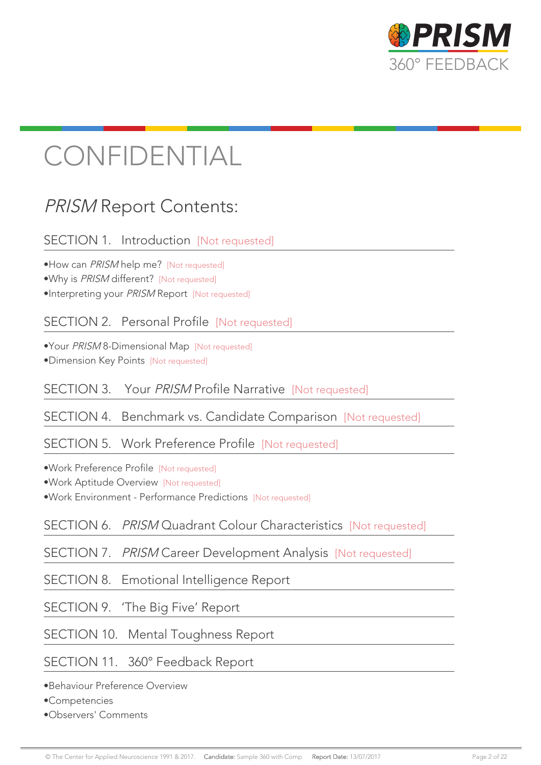# CONFIDENTIAL

## *PRISM* Report Contents:

### SECTION 1. Introduction [Not requested]

- How can *PRISM* help me? [Not requested]
- Why is *PRISM* different? [Not requested]
- Interpreting your *PRISM* Report [Not requested]

### SECTION 2. Personal Profile [Not requested]

- Your *PRISM* 8-Dimensional Map [Not requested]
- Dimension Key Points [Not requested]

### SECTION 3. Your *PRISM* Profile Narrative [Not requested]

### SECTION 4. Benchmark vs. Candidate Comparison [Not requested]

### SECTION 5. Work Preference Profile [Not requested]

- Work Preference Profile [Not requested]
- Work Aptitude Overview [Not requested]
- Work Environment - Performance Predictions [Not requested]

### SECTION 6. *PRISM* Quadrant Colour Characteristics [Not requested]

### SECTION 7. *PRISM* Career Development Analysis [Not requested]

### SECTION 8. Emotional Intelligence Report

### SECTION 9. 'The Big Five' Report

### SECTION 10. Mental Toughness Report

### SECTION 11. 360° Feedback Report

- Behaviour Preference Overview
- Competencies
- Observers' Comments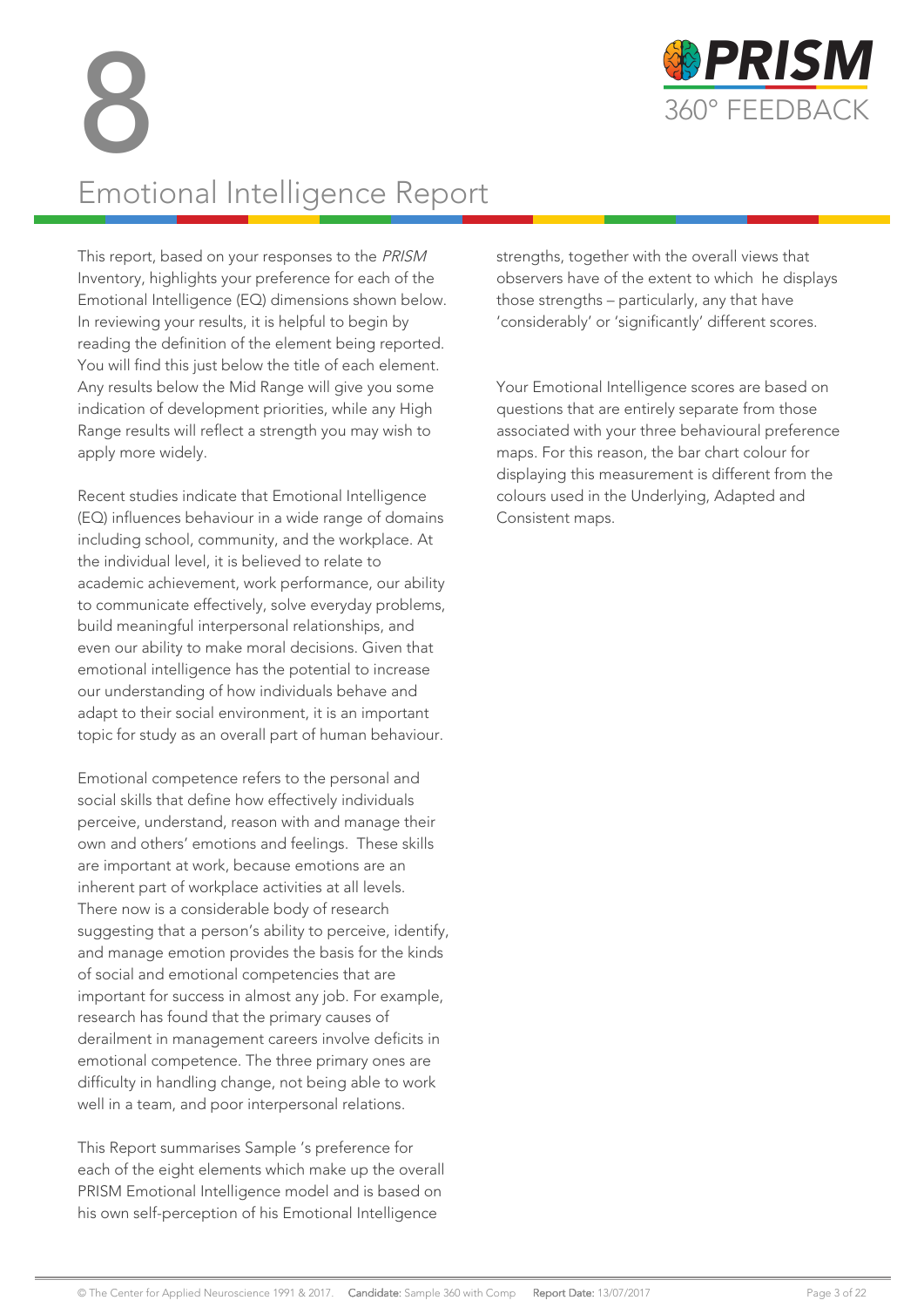# 8

# Emotional Intelligence Report

This report, based on your responses to the *PRISM* Inventory, highlights your preference for each of the Emotional Intelligence (EQ) dimensions shown below. In reviewing your results, it is helpful to begin by reading the definition of the element being reported. You will find this just below the title of each element. Any results below the Mid Range will give you some indication of development priorities, while any High Range results will reflect a strength you may wish to apply more widely.

Recent studies indicate that Emotional Intelligence (EQ) influences behaviour in a wide range of domains including school, community, and the workplace. At the individual level, it is believed to relate to academic achievement, work performance, our ability to communicate effectively, solve everyday problems, build meaningful interpersonal relationships, and even our ability to make moral decisions. Given that emotional intelligence has the potential to increase our understanding of how individuals behave and adapt to their social environment, it is an important topic for study as an overall part of human behaviour.

Emotional competence refers to the personal and social skills that define how effectively individuals perceive, understand, reason with and manage their own and others' emotions and feelings. These skills are important at work, because emotions are an inherent part of workplace activities at all levels. There now is a considerable body of research suggesting that a person's ability to perceive, identify, and manage emotion provides the basis for the kinds of social and emotional competencies that are important for success in almost any job. For example, research has found that the primary causes of derailment in management careers involve deficits in emotional competence. The three primary ones are difficulty in handling change, not being able to work well in a team, and poor interpersonal relations.

This Report summarises Sample 's preference for each of the eight elements which make up the overall PRISM Emotional Intelligence model and is based on his own self-perception of his Emotional Intelligence strengths, together with the overall views that observers have of the extent to which he displays those strengths – particularly, any that have 'considerably' or 'significantly' different scores.

Your Emotional Intelligence scores are based on questions that are entirely separate from those associated with your three behavioural preference maps. For this reason, the bar chart colour for displaying this measurement is different from the colours used in the Underlying, Adapted and Consistent maps.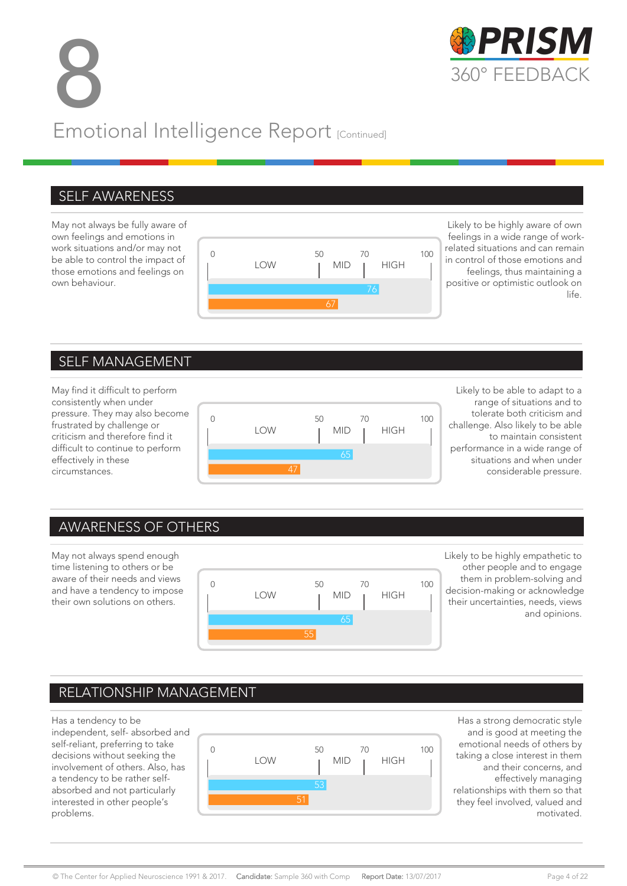# 8 Emotional Intelligence Report [Continued]

## SELF AWARENESS

May not always be fully aware of own feelings and emotions in work situations and/or may not be able to control the impact of those emotions and feelings on own behaviour.

| 0 | LOW | 50 | MID | 70 | HIGH | 100 |
|---|---|---|---|---|---|---|

- 76
- 67

Likely to be highly aware of own feelings in a wide range of work-related situations and can remain in control of those emotions and feelings, thus maintaining a positive or optimistic outlook on life.

## SELF MANAGEMENT

May find it difficult to perform consistently when under pressure. They may also become frustrated by challenge or criticism and therefore find it difficult to continue to perform effectively in these circumstances.

| 0 | LOW | 50 | MID | 70 | HIGH | 100 |
|---|---|---|---|---|---|---|

- 65
- 47

Likely to be able to adapt to a range of situations and to tolerate both criticism and challenge. Also likely to be able to maintain consistent performance in a wide range of situations and when under considerable pressure.

## AWARENESS OF OTHERS

May not always spend enough time listening to others or be aware of their needs and views and have a tendency to impose their own solutions on others.

| 0 | LOW | 50 | MID | 70 | HIGH | 100 |
|---|---|---|---|---|---|---|

- 65
- 55

Likely to be highly empathetic to other people and to engage them in problem-solving and decision-making or acknowledge their uncertainties, needs, views and opinions.

## RELATIONSHIP MANAGEMENT

Has a tendency to be independent, self- absorbed and self-reliant, preferring to take decisions without seeking the involvement of others. Also, has a tendency to be rather self-absorbed and not particularly interested in other people's problems.

| 0 | LOW | 50 | MID | 70 | HIGH | 100 |
|---|---|---|---|---|---|---|

- 53
- 51

Has a strong democratic style and is good at meeting the emotional needs of others by taking a close interest in them and their concerns, and effectively managing relationships with them so that they feel involved, valued and motivated.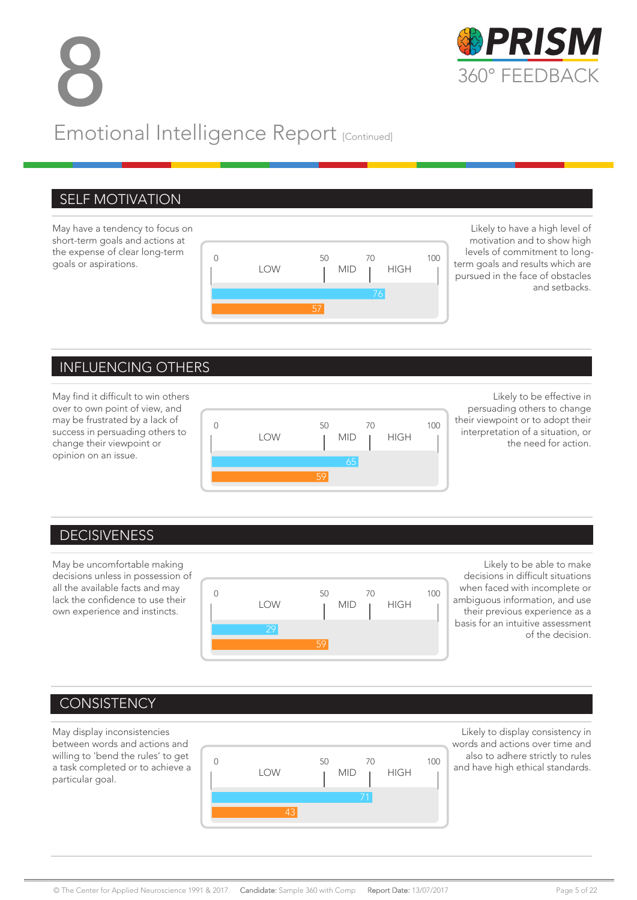# 8

## Emotional Intelligence Report [Continued]

### SELF MOTIVATION

May have a tendency to focus on short-term goals and actions at the expense of clear long-term goals or aspirations.

| 0 | LOW | 50 | MID | 70 | HIGH | 100 |
|---|---|---|---|---|---|---|

76

57

Likely to have a high level of motivation and to show high levels of commitment to long-term goals and results which are pursued in the face of obstacles and setbacks.

### INFLUENCING OTHERS

May find it difficult to win others over to own point of view, and may be frustrated by a lack of success in persuading others to change their viewpoint or opinion on an issue.

| 0 | LOW | 50 | MID | 70 | HIGH | 100 |
|---|---|---|---|---|---|---|

65

59

Likely to be effective in persuading others to change their viewpoint or to adopt their interpretation of a situation, or the need for action.

### DECISIVENESS

May be uncomfortable making decisions unless in possession of all the available facts and may lack the confidence to use their own experience and instincts.

| 0 | LOW | 50 | MID | 70 | HIGH | 100 |
|---|---|---|---|---|---|---|

29

59

Likely to be able to make decisions in difficult situations when faced with incomplete or ambiguous information, and use their previous experience as a basis for an intuitive assessment of the decision.

### CONSISTENCY

May display inconsistencies between words and actions and willing to 'bend the rules' to get a task completed or to achieve a particular goal.

| 0 | LOW | 50 | MID | 70 | HIGH | 100 |
|---|---|---|---|---|---|---|

71

43

Likely to display consistency in words and actions over time and also to adhere strictly to rules and have high ethical standards.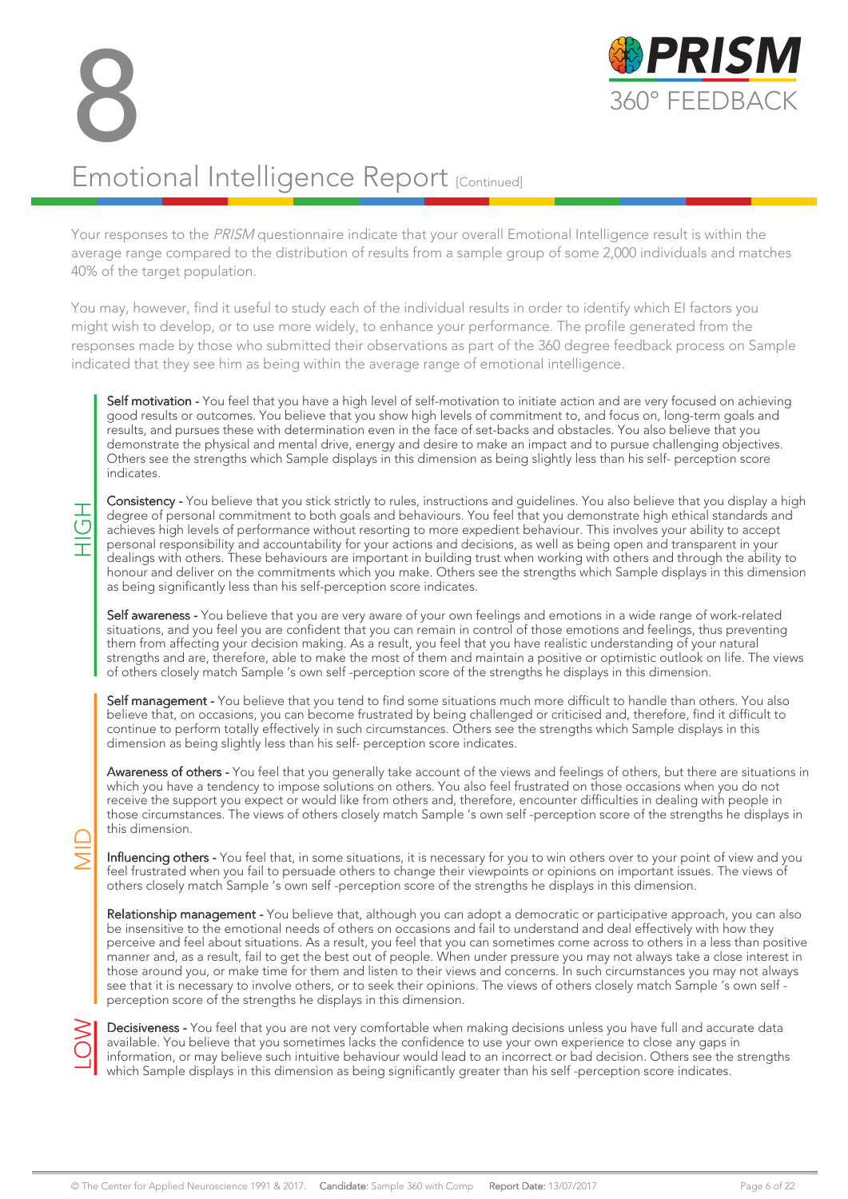# 8

## Emotional Intelligence Report [Continued]

Your responses to the *PRISM* questionnaire indicate that your overall Emotional Intelligence result is within the average range compared to the distribution of results from a sample group of some 2,000 individuals and matches 40% of the target population.

You may, however, find it useful to study each of the individual results in order to identify which EI factors you might wish to develop, or to use more widely, to enhance your performance. The profile generated from the responses made by those who submitted their observations as part of the 360 degree feedback process on Sample indicated that they see him as being within the average range of emotional intelligence.

### HIGH

**Self motivation -** You feel that you have a high level of self-motivation to initiate action and are very focused on achieving good results or outcomes. You believe that you show high levels of commitment to, and focus on, long-term goals and results, and pursues these with determination even in the face of set-backs and obstacles. You also believe that you demonstrate the physical and mental drive, energy and desire to make an impact and to pursue challenging objectives. Others see the strengths which Sample displays in this dimension as being slightly less than his self- perception score indicates.

**Consistency -** You believe that you stick strictly to rules, instructions and guidelines. You also believe that you display a high degree of personal commitment to both goals and behaviours. You feel that you demonstrate high ethical standards and achieves high levels of performance without resorting to more expedient behaviour. This involves your ability to accept personal responsibility and accountability for your actions and decisions, as well as being open and transparent in your dealings with others. These behaviours are important in building trust when working with others and through the ability to honour and deliver on the commitments which you make. Others see the strengths which Sample displays in this dimension as being significantly less than his self-perception score indicates.

**Self awareness -** You believe that you are very aware of your own feelings and emotions in a wide range of work-related situations, and you feel you are confident that you can remain in control of those emotions and feelings, thus preventing them from affecting your decision making. As a result, you feel that you have realistic understanding of your natural strengths and are, therefore, able to make the most of them and maintain a positive or optimistic outlook on life. The views of others closely match Sample 's own self -perception score of the strengths he displays in this dimension.

### MID

**Self management -** You believe that you tend to find some situations much more difficult to handle than others. You also believe that, on occasions, you can become frustrated by being challenged or criticised and, therefore, find it difficult to continue to perform totally effectively in such circumstances. Others see the strengths which Sample displays in this dimension as being slightly less than his self- perception score indicates.

**Awareness of others -** You feel that you generally take account of the views and feelings of others, but there are situations in which you have a tendency to impose solutions on others. You also feel frustrated on those occasions when you do not receive the support you expect or would like from others and, therefore, encounter difficulties in dealing with people in those circumstances. The views of others closely match Sample 's own self -perception score of the strengths he displays in this dimension.

**Influencing others -** You feel that, in some situations, it is necessary for you to win others over to your point of view and you feel frustrated when you fail to persuade others to change their viewpoints or opinions on important issues. The views of others closely match Sample 's own self -perception score of the strengths he displays in this dimension.

**Relationship management -** You believe that, although you can adopt a democratic or participative approach, you can also be insensitive to the emotional needs of others on occasions and fail to understand and deal effectively with how they perceive and feel about situations. As a result, you feel that you can sometimes come across to others in a less than positive manner and, as a result, fail to get the best out of people. When under pressure you may not always take a close interest in those around you, or make time for them and listen to their views and concerns. In such circumstances you may not always see that it is necessary to involve others, or to seek their opinions. The views of others closely match Sample 's own self -perception score of the strengths he displays in this dimension.

### LOW

**Decisiveness -** You feel that you are not very comfortable when making decisions unless you have full and accurate data available. You believe that you sometimes lacks the confidence to use your own experience to close any gaps in information, or may believe such intuitive behaviour would lead to an incorrect or bad decision. Others see the strengths which Sample displays in this dimension as being significantly greater than his self -perception score indicates.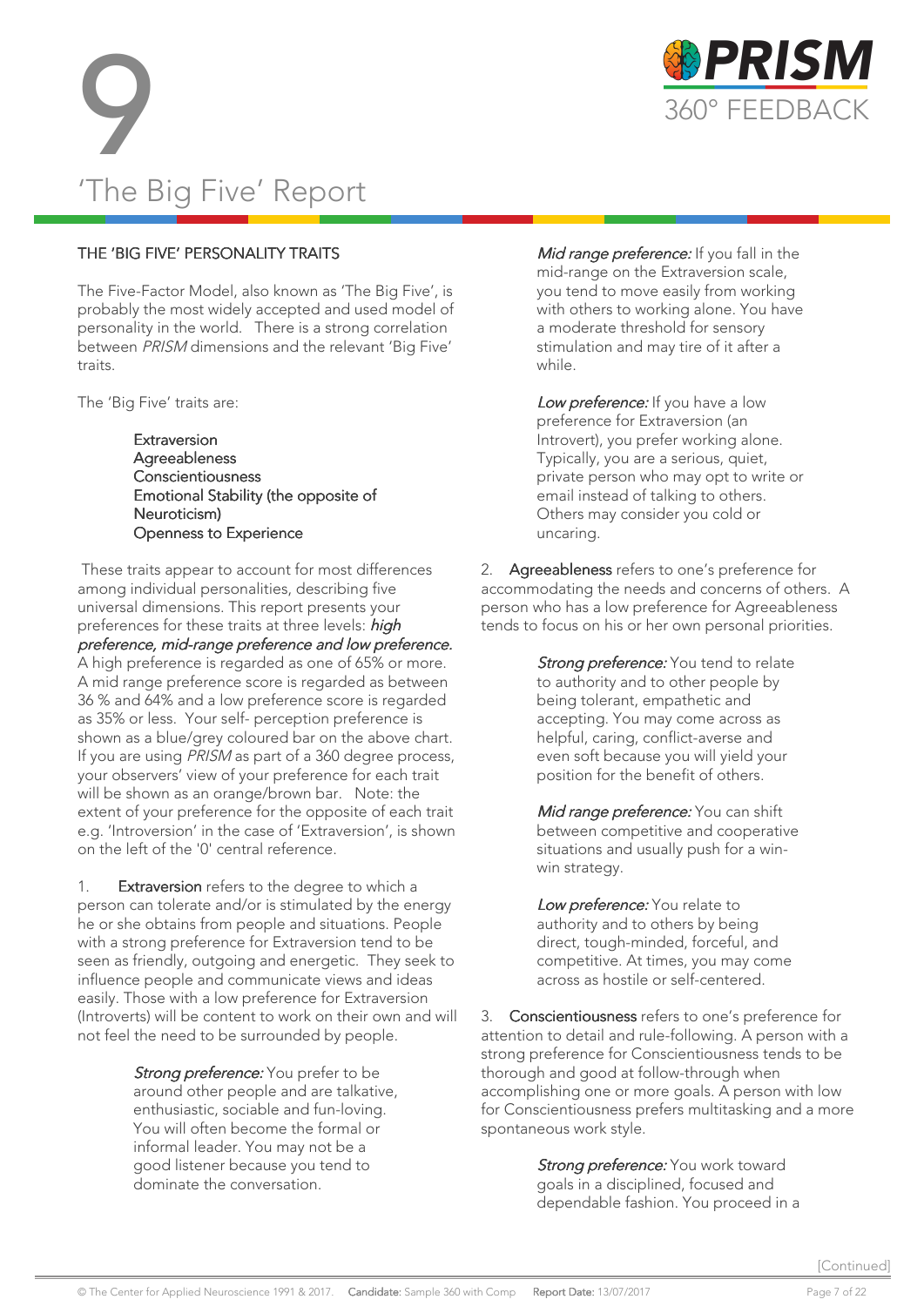# 9 'The Big Five' Report

## THE 'BIG FIVE' PERSONALITY TRAITS

The Five-Factor Model, also known as 'The Big Five', is probably the most widely accepted and used model of personality in the world. There is a strong correlation between *PRISM* dimensions and the relevant 'Big Five' traits.

The 'Big Five' traits are:

> Extraversion
> Agreeableness
> Conscientiousness
> Emotional Stability (the opposite of Neuroticism)
> Openness to Experience

These traits appear to account for most differences among individual personalities, describing five universal dimensions. This report presents your preferences for these traits at three levels: ***high preference, mid-range preference and low preference.*** A high preference is regarded as one of 65% or more. A mid range preference score is regarded as between 36 % and 64% and a low preference score is regarded as 35% or less. Your self- perception preference is shown as a blue/grey coloured bar on the above chart. If you are using *PRISM* as part of a 360 degree process, your observers' view of your preference for each trait will be shown as an orange/brown bar. Note: the extent of your preference for the opposite of each trait e.g. 'Introversion' in the case of 'Extraversion', is shown on the left of the '0' central reference.

1. **Extraversion** refers to the degree to which a person can tolerate and/or is stimulated by the energy he or she obtains from people and situations. People with a strong preference for Extraversion tend to be seen as friendly, outgoing and energetic. They seek to influence people and communicate views and ideas easily. Those with a low preference for Extraversion (Introverts) will be content to work on their own and will not feel the need to be surrounded by people.

    *Strong preference:* You prefer to be around other people and are talkative, enthusiastic, sociable and fun-loving. You will often become the formal or informal leader. You may not be a good listener because you tend to dominate the conversation.

    *Mid range preference:* If you fall in the mid-range on the Extraversion scale, you tend to move easily from working with others to working alone. You have a moderate threshold for sensory stimulation and may tire of it after a while.

    *Low preference:* If you have a low preference for Extraversion (an Introvert), you prefer working alone. Typically, you are a serious, quiet, private person who may opt to write or email instead of talking to others. Others may consider you cold or uncaring.

2. **Agreeableness** refers to one's preference for accommodating the needs and concerns of others. A person who has a low preference for Agreeableness tends to focus on his or her own personal priorities.

    *Strong preference:* You tend to relate to authority and to other people by being tolerant, empathetic and accepting. You may come across as helpful, caring, conflict-averse and even soft because you will yield your position for the benefit of others.

    *Mid range preference:* You can shift between competitive and cooperative situations and usually push for a win-win strategy.

    *Low preference:* You relate to authority and to others by being direct, tough-minded, forceful, and competitive. At times, you may come across as hostile or self-centered.

3. **Conscientiousness** refers to one's preference for attention to detail and rule-following. A person with a strong preference for Conscientiousness tends to be thorough and good at follow-through when accomplishing one or more goals. A person with low for Conscientiousness prefers multitasking and a more spontaneous work style.

    *Strong preference:* You work toward goals in a disciplined, focused and dependable fashion. You proceed in a

[Continued]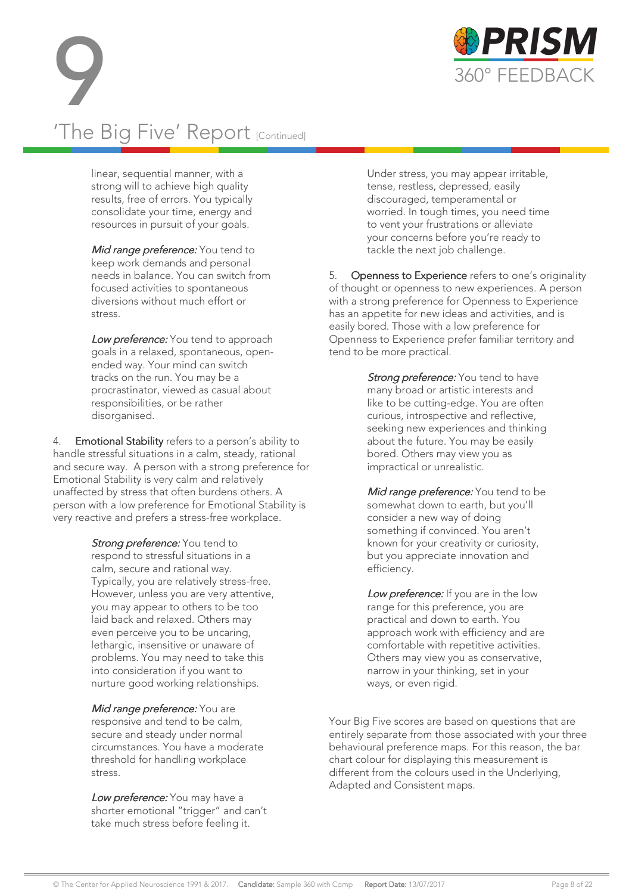# 9 'The Big Five' Report [Continued]

linear, sequential manner, with a strong will to achieve high quality results, free of errors. You typically consolidate your time, energy and resources in pursuit of your goals.

*Mid range preference:* You tend to keep work demands and personal needs in balance. You can switch from focused activities to spontaneous diversions without much effort or stress.

*Low preference:* You tend to approach goals in a relaxed, spontaneous, open-ended way. Your mind can switch tracks on the run. You may be a procrastinator, viewed as casual about responsibilities, or be rather disorganised.

4. **Emotional Stability** refers to a person's ability to handle stressful situations in a calm, steady, rational and secure way. A person with a strong preference for Emotional Stability is very calm and relatively unaffected by stress that often burdens others. A person with a low preference for Emotional Stability is very reactive and prefers a stress-free workplace.

*Strong preference:* You tend to respond to stressful situations in a calm, secure and rational way. Typically, you are relatively stress-free. However, unless you are very attentive, you may appear to others to be too laid back and relaxed. Others may even perceive you to be uncaring, lethargic, insensitive or unaware of problems. You may need to take this into consideration if you want to nurture good working relationships.

*Mid range preference:* You are responsive and tend to be calm, secure and steady under normal circumstances. You have a moderate threshold for handling workplace stress.

*Low preference:* You may have a shorter emotional "trigger" and can't take much stress before feeling it. Under stress, you may appear irritable, tense, restless, depressed, easily discouraged, temperamental or worried. In tough times, you need time to vent your frustrations or alleviate your concerns before you're ready to tackle the next job challenge.

5. **Openness to Experience** refers to one's originality of thought or openness to new experiences. A person with a strong preference for Openness to Experience has an appetite for new ideas and activities, and is easily bored. Those with a low preference for Openness to Experience prefer familiar territory and tend to be more practical.

*Strong preference:* You tend to have many broad or artistic interests and like to be cutting-edge. You are often curious, introspective and reflective, seeking new experiences and thinking about the future. You may be easily bored. Others may view you as impractical or unrealistic.

*Mid range preference:* You tend to be somewhat down to earth, but you'll consider a new way of doing something if convinced. You aren't known for your creativity or curiosity, but you appreciate innovation and efficiency.

*Low preference:* If you are in the low range for this preference, you are practical and down to earth. You approach work with efficiency and are comfortable with repetitive activities. Others may view you as conservative, narrow in your thinking, set in your ways, or even rigid.

Your Big Five scores are based on questions that are entirely separate from those associated with your three behavioural preference maps. For this reason, the bar chart colour for displaying this measurement is different from the colours used in the Underlying, Adapted and Consistent maps.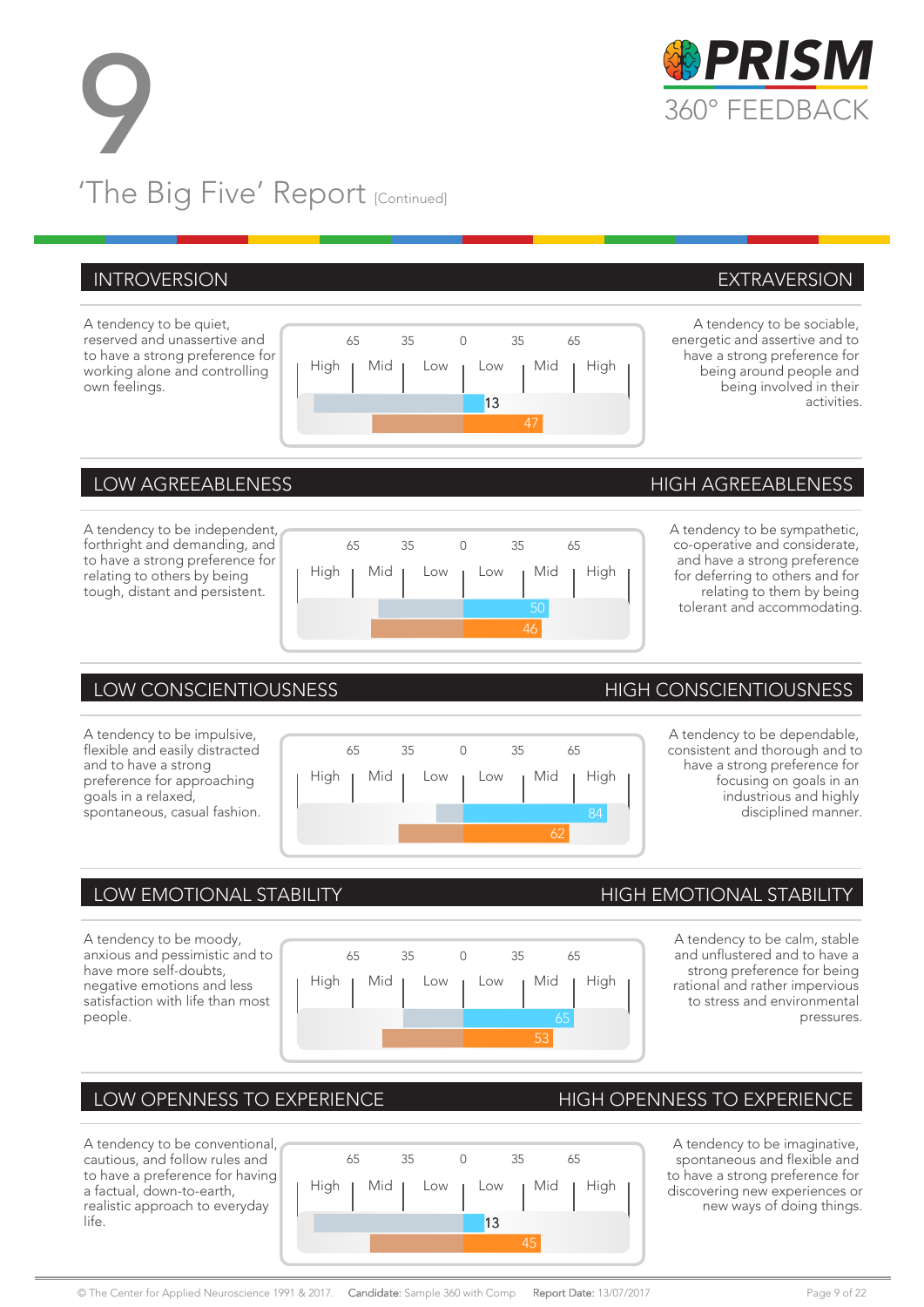# 9

## 'The Big Five' Report [Continued]

### INTROVERSION | EXTRAVERSION

A tendency to be quiet, reserved and unassertive and to have a strong preference for working alone and controlling own feelings.

| 65 | 35 | 0 | 35 | 65 |
|---|---|---|---|---|
| High | Mid | Low | Low | Mid | High |

13

47

A tendency to be sociable, energetic and assertive and to have a strong preference for being around people and being involved in their activities.

### LOW AGREEABLENESS | HIGH AGREEABLENESS

A tendency to be independent, forthright and demanding, and to have a strong preference for relating to others by being tough, distant and persistent.

| 65 | 35 | 0 | 35 | 65 |
|---|---|---|---|---|
| High | Mid | Low | Low | Mid | High |

50

46

A tendency to be sympathetic, co-operative and considerate, and have a strong preference for deferring to others and for relating to them by being tolerant and accommodating.

### LOW CONSCIENTIOUSNESS | HIGH CONSCIENTIOUSNESS

A tendency to be impulsive, flexible and easily distracted and to have a strong preference for approaching goals in a relaxed, spontaneous, casual fashion.

| 65 | 35 | 0 | 35 | 65 |
|---|---|---|---|---|
| High | Mid | Low | Low | Mid | High |

84

62

A tendency to be dependable, consistent and thorough and to have a strong preference for focusing on goals in an industrious and highly disciplined manner.

### LOW EMOTIONAL STABILITY | HIGH EMOTIONAL STABILITY

A tendency to be moody, anxious and pessimistic and to have more self-doubts, negative emotions and less satisfaction with life than most people.

| 65 | 35 | 0 | 35 | 65 |
|---|---|---|---|---|
| High | Mid | Low | Low | Mid | High |

65

53

A tendency to be calm, stable and unflustered and to have a strong preference for being rational and rather impervious to stress and environmental pressures.

### LOW OPENNESS TO EXPERIENCE | HIGH OPENNESS TO EXPERIENCE

A tendency to be conventional, cautious, and follow rules and to have a preference for having a factual, down-to-earth, realistic approach to everyday life.

| 65 | 35 | 0 | 35 | 65 |
|---|---|---|---|---|
| High | Mid | Low | Low | Mid | High |

13

45

A tendency to be imaginative, spontaneous and flexible and to have a strong preference for discovering new experiences or new ways of doing things.

© The Center for Applied Neuroscience 1991 & 2017. **Candidate:** Sample 360 with Comp **Report Date:** 13/07/2017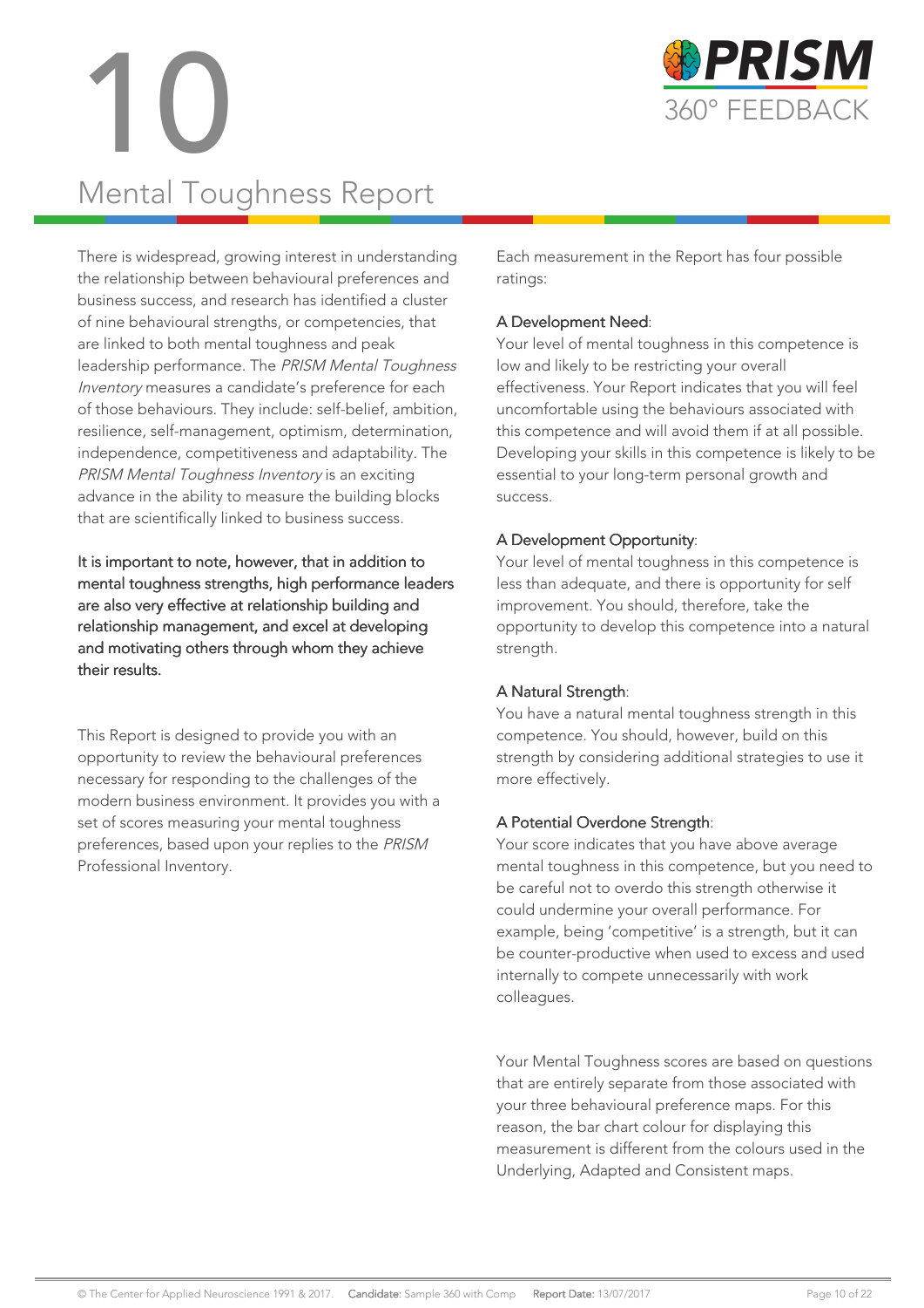# 10 Mental Toughness Report

There is widespread, growing interest in understanding the relationship between behavioural preferences and business success, and research has identified a cluster of nine behavioural strengths, or competencies, that are linked to both mental toughness and peak leadership performance. The *PRISM Mental Toughness Inventory* measures a candidate's preference for each of those behaviours. They include: self-belief, ambition, resilience, self-management, optimism, determination, independence, competitiveness and adaptability. The *PRISM Mental Toughness Inventory* is an exciting advance in the ability to measure the building blocks that are scientifically linked to business success.

**It is important to note, however, that in addition to mental toughness strengths, high performance leaders are also very effective at relationship building and relationship management, and excel at developing and motivating others through whom they achieve their results.**

This Report is designed to provide you with an opportunity to review the behavioural preferences necessary for responding to the challenges of the modern business environment. It provides you with a set of scores measuring your mental toughness preferences, based upon your replies to the *PRISM* Professional Inventory.

Each measurement in the Report has four possible ratings:

**A Development Need**:
Your level of mental toughness in this competence is low and likely to be restricting your overall effectiveness. Your Report indicates that you will feel uncomfortable using the behaviours associated with this competence and will avoid them if at all possible. Developing your skills in this competence is likely to be essential to your long-term personal growth and success.

**A Development Opportunity**:
Your level of mental toughness in this competence is less than adequate, and there is opportunity for self improvement. You should, therefore, take the opportunity to develop this competence into a natural strength.

**A Natural Strength**:
You have a natural mental toughness strength in this competence. You should, however, build on this strength by considering additional strategies to use it more effectively.

**A Potential Overdone Strength**:
Your score indicates that you have above average mental toughness in this competence, but you need to be careful not to overdo this strength otherwise it could undermine your overall performance. For example, being 'competitive' is a strength, but it can be counter-productive when used to excess and used internally to compete unnecessarily with work colleagues.

Your Mental Toughness scores are based on questions that are entirely separate from those associated with your three behavioural preference maps. For this reason, the bar chart colour for displaying this measurement is different from the colours used in the Underlying, Adapted and Consistent maps.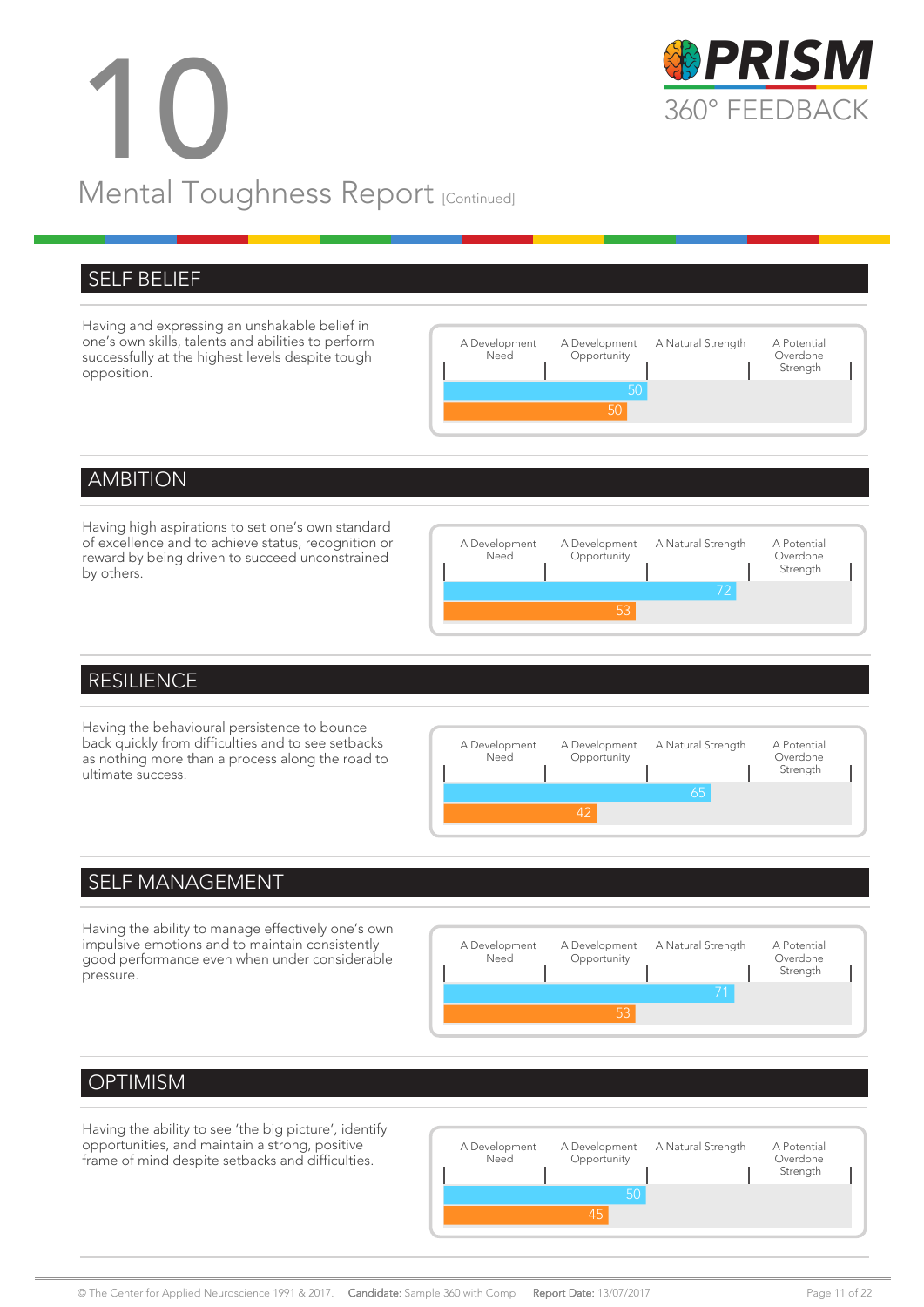# 10

## Mental Toughness Report [Continued]

### SELF BELIEF

Having and expressing an unshakable belief in one's own skills, talents and abilities to perform successfully at the highest levels despite tough opposition.

| A Development Need | A Development Opportunity | A Natural Strength | A Potential Overdone Strength |
|---|---|---|---|
| 50 | | | |
| 50 | | | |

### AMBITION

Having high aspirations to set one's own standard of excellence and to achieve status, recognition or reward by being driven to succeed unconstrained by others.

| A Development Need | A Development Opportunity | A Natural Strength | A Potential Overdone Strength |
|---|---|---|---|
| 72 | | | |
| 53 | | | |

### RESILIENCE

Having the behavioural persistence to bounce back quickly from difficulties and to see setbacks as nothing more than a process along the road to ultimate success.

| A Development Need | A Development Opportunity | A Natural Strength | A Potential Overdone Strength |
|---|---|---|---|
| 65 | | | |
| 42 | | | |

### SELF MANAGEMENT

Having the ability to manage effectively one's own impulsive emotions and to maintain consistently good performance even when under considerable pressure.

| A Development Need | A Development Opportunity | A Natural Strength | A Potential Overdone Strength |
|---|---|---|---|
| 71 | | | |
| 53 | | | |

### OPTIMISM

Having the ability to see 'the big picture', identify opportunities, and maintain a strong, positive frame of mind despite setbacks and difficulties.

| A Development Need | A Development Opportunity | A Natural Strength | A Potential Overdone Strength |
|---|---|---|---|
| 50 | | | |
| 45 | | | |

© The Center for Applied Neuroscience 1991 & 2017. **Candidate:** Sample 360 with Comp **Report Date:** 13/07/2017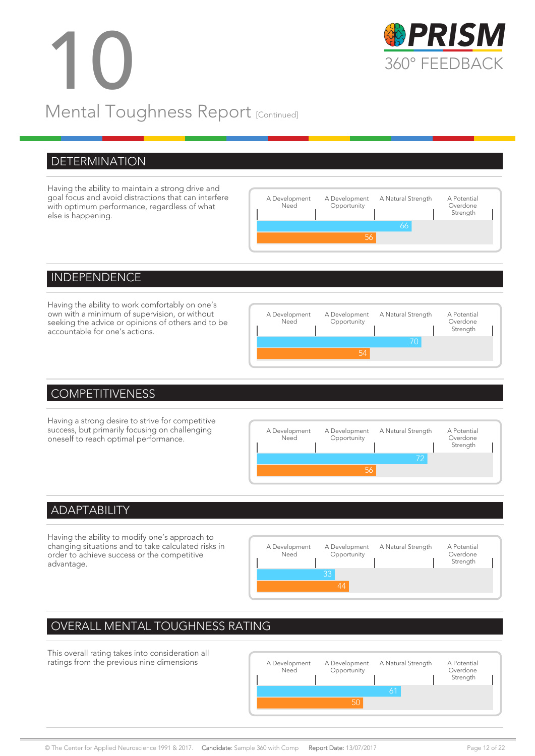# 10

## Mental Toughness Report [Continued]

### DETERMINATION

Having the ability to maintain a strong drive and goal focus and avoid distractions that can interfere with optimum performance, regardless of what else is happening.

| A Development Need | A Development Opportunity | A Natural Strength | A Potential Overdone Strength |
|---|---|---|---|

66

56

### INDEPENDENCE

Having the ability to work comfortably on one's own with a minimum of supervision, or without seeking the advice or opinions of others and to be accountable for one's actions.

| A Development Need | A Development Opportunity | A Natural Strength | A Potential Overdone Strength |
|---|---|---|---|

70

54

### COMPETITIVENESS

Having a strong desire to strive for competitive success, but primarily focusing on challenging oneself to reach optimal performance.

| A Development Need | A Development Opportunity | A Natural Strength | A Potential Overdone Strength |
|---|---|---|---|

72

56

### ADAPTABILITY

Having the ability to modify one's approach to changing situations and to take calculated risks in order to achieve success or the competitive advantage.

| A Development Need | A Development Opportunity | A Natural Strength | A Potential Overdone Strength |
|---|---|---|---|

33

44

### OVERALL MENTAL TOUGHNESS RATING

This overall rating takes into consideration all ratings from the previous nine dimensions

| A Development Need | A Development Opportunity | A Natural Strength | A Potential Overdone Strength |
|---|---|---|---|

61

50

© The Center for Applied Neuroscience 1991 & 2017. **Candidate:** Sample 360 with Comp **Report Date:** 13/07/2017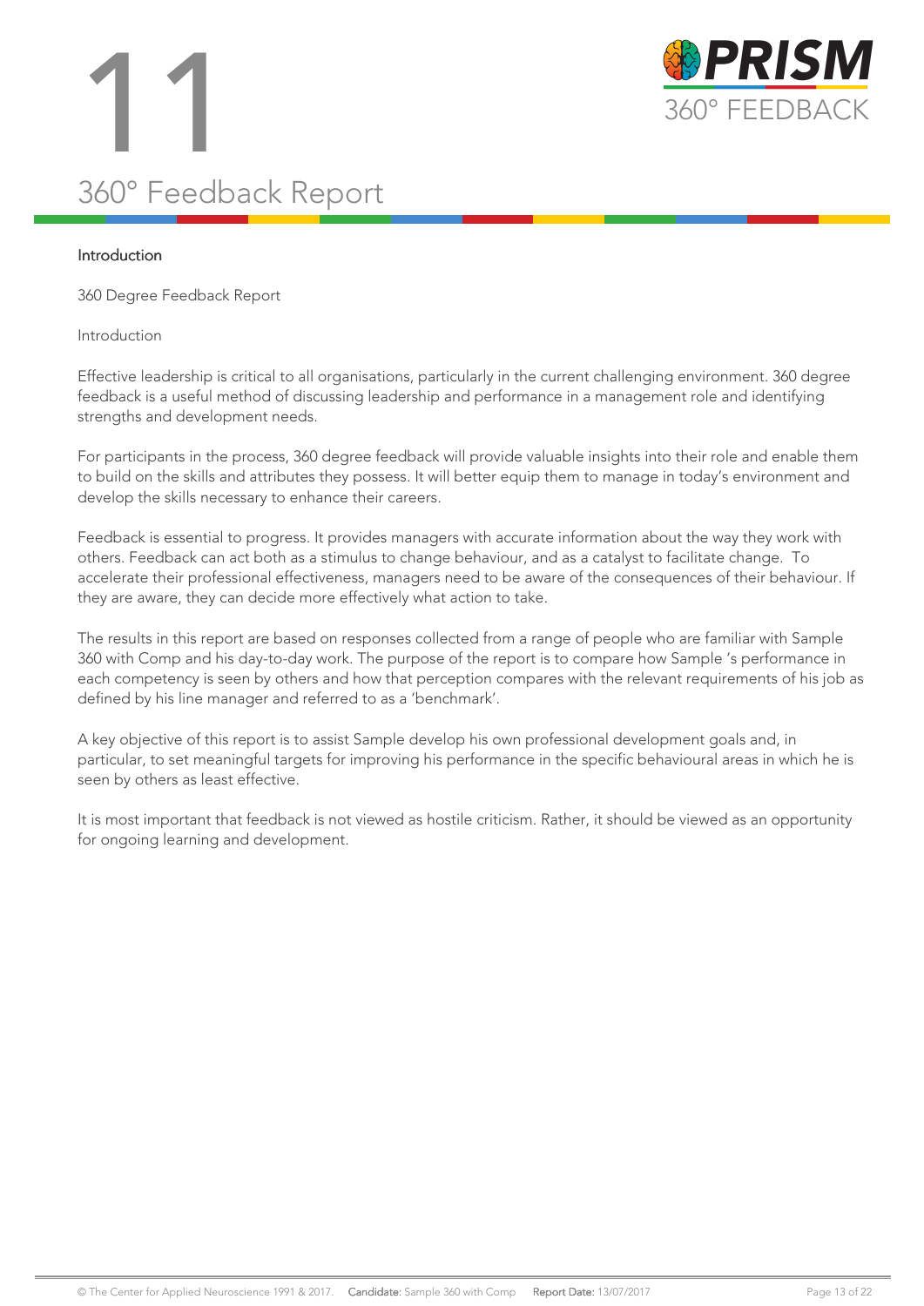# 11

## 360° Feedback Report

### Introduction

360 Degree Feedback Report

Introduction

Effective leadership is critical to all organisations, particularly in the current challenging environment. 360 degree feedback is a useful method of discussing leadership and performance in a management role and identifying strengths and development needs.

For participants in the process, 360 degree feedback will provide valuable insights into their role and enable them to build on the skills and attributes they possess. It will better equip them to manage in today's environment and develop the skills necessary to enhance their careers.

Feedback is essential to progress. It provides managers with accurate information about the way they work with others. Feedback can act both as a stimulus to change behaviour, and as a catalyst to facilitate change. To accelerate their professional effectiveness, managers need to be aware of the consequences of their behaviour. If they are aware, they can decide more effectively what action to take.

The results in this report are based on responses collected from a range of people who are familiar with Sample 360 with Comp and his day-to-day work. The purpose of the report is to compare how Sample 's performance in each competency is seen by others and how that perception compares with the relevant requirements of his job as defined by his line manager and referred to as a 'benchmark'.

A key objective of this report is to assist Sample develop his own professional development goals and, in particular, to set meaningful targets for improving his performance in the specific behavioural areas in which he is seen by others as least effective.

It is most important that feedback is not viewed as hostile criticism. Rather, it should be viewed as an opportunity for ongoing learning and development.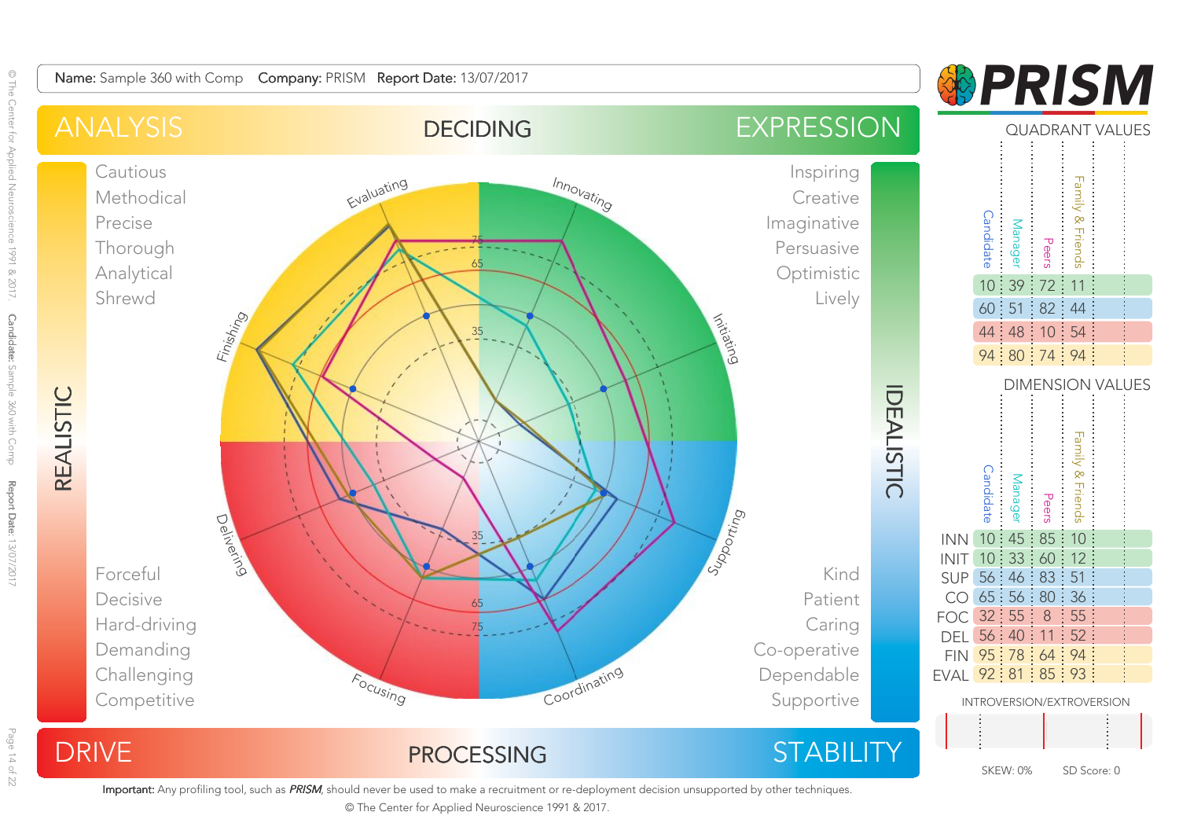**Name:** Sample 360 with Comp **Company:** PRISM **Report Date:** 13/07/2017

# PRISM

ANALYSIS — DECIDING — EXPRESSION

REALISTIC — IDEALISTIC

DRIVE — PROCESSING — STABILITY

Cautious
Methodical
Precise
Thorough
Analytical
Shrewd

Inspiring
Creative
Imaginative
Persuasive
Optimistic
Lively

Forceful
Decisive
Hard-driving
Demanding
Challenging
Competitive

Kind
Patient
Caring
Co-operative
Dependable
Supportive

Evaluating, Innovating, Initiating, Supporting, Coordinating, Focusing, Delivering, Finishing

## QUADRANT VALUES

| Candidate | Manager | Peers | Family & Friends |
|---|---|---|---|
| 10 | 39 | 72 | 11 |
| 60 | 51 | 82 | 44 |
| 44 | 48 | 10 | 54 |
| 94 | 80 | 74 | 94 |

## DIMENSION VALUES

| | Candidate | Manager | Peers | Family & Friends |
|---|---|---|---|---|
| INN | 10 | 45 | 85 | 10 |
| INIT | 10 | 33 | 60 | 12 |
| SUP | 56 | 46 | 83 | 51 |
| CO | 65 | 56 | 80 | 36 |
| FOC | 32 | 55 | 8 | 55 |
| DEL | 56 | 40 | 11 | 52 |
| FIN | 95 | 78 | 64 | 94 |
| EVAL | 92 | 81 | 85 | 93 |

INTROVERSION/EXTROVERSION

SKEW: 0% SD Score: 0

**Important:** Any profiling tool, such as *PRISM*, should never be used to make a recruitment or re-deployment decision unsupported by other techniques.

© The Center for Applied Neuroscience 1991 & 2017.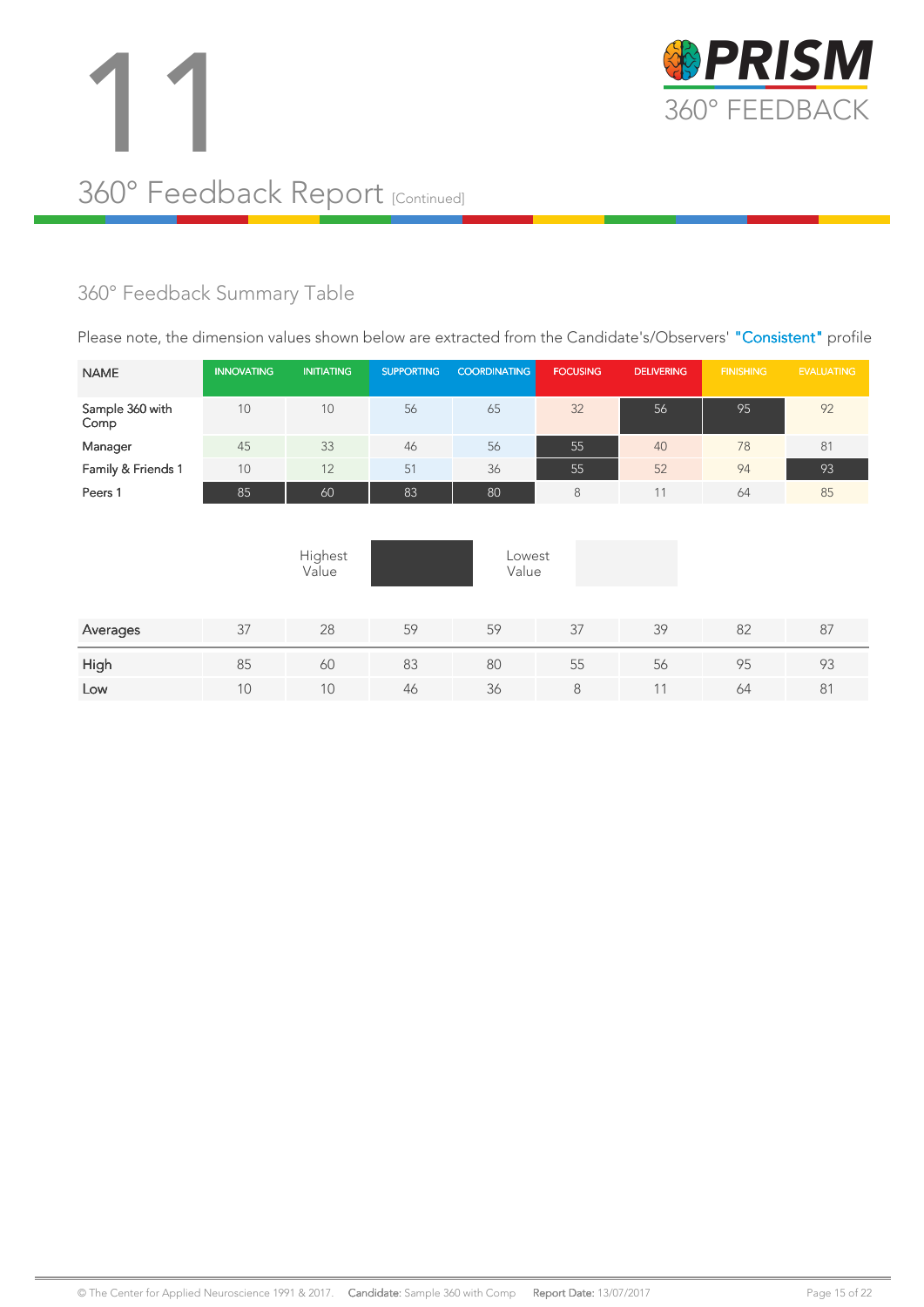# 11

## 360° Feedback Report [Continued]

### 360° Feedback Summary Table

Please note, the dimension values shown below are extracted from the Candidate's/Observers' **"Consistent"** profile

| NAME | INNOVATING | INITIATING | SUPPORTING | COORDINATING | FOCUSING | DELIVERING | FINISHING | EVALUATING |
|---|---|---|---|---|---|---|---|---|
| Sample 360 with Comp | 10 | 10 | 56 | 65 | 32 | 56 | 95 | 92 |
| Manager | 45 | 33 | 46 | 56 | 55 | 40 | 78 | 81 |
| Family & Friends 1 | 10 | 12 | 51 | 36 | 55 | 52 | 94 | 93 |
| Peers 1 | 85 | 60 | 83 | 80 | 8 | 11 | 64 | 85 |

Highest Value | Lowest Value

| | INNOVATING | INITIATING | SUPPORTING | COORDINATING | FOCUSING | DELIVERING | FINISHING | EVALUATING |
|---|---|---|---|---|---|---|---|---|
| Averages | 37 | 28 | 59 | 59 | 37 | 39 | 82 | 87 |
| High | 85 | 60 | 83 | 80 | 55 | 56 | 95 | 93 |
| Low | 10 | 10 | 46 | 36 | 8 | 11 | 64 | 81 |

© The Center for Applied Neuroscience 1991 & 2017. **Candidate:** Sample 360 with Comp **Report Date:** 13/07/2017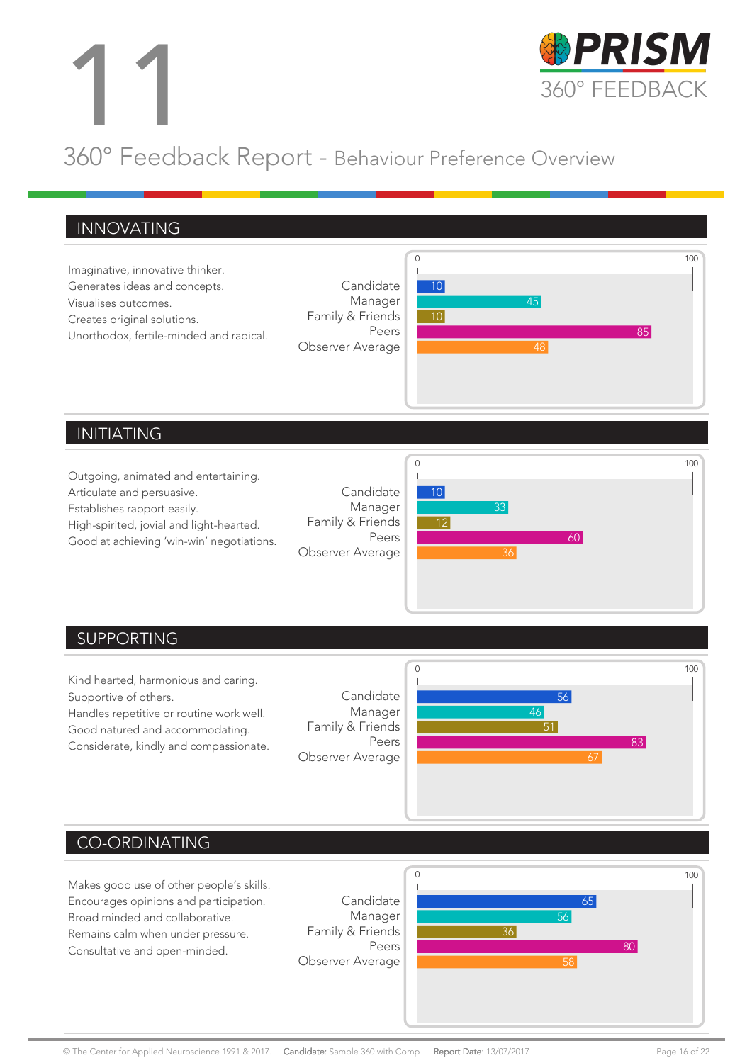# 11

# 360° Feedback Report - Behaviour Preference Overview

## INNOVATING

Imaginative, innovative thinker.
Generates ideas and concepts.
Visualises outcomes.
Creates original solutions.
Unorthodox, fertile-minded and radical.

| | Score (0–100) |
|---|---|
| Candidate | 10 |
| Manager | 45 |
| Family & Friends | 10 |
| Peers | 85 |
| Observer Average | 48 |

## INITIATING

Outgoing, animated and entertaining.
Articulate and persuasive.
Establishes rapport easily.
High-spirited, jovial and light-hearted.
Good at achieving 'win-win' negotiations.

| | Score (0–100) |
|---|---|
| Candidate | 10 |
| Manager | 33 |
| Family & Friends | 12 |
| Peers | 60 |
| Observer Average | 36 |

## SUPPORTING

Kind hearted, harmonious and caring.
Supportive of others.
Handles repetitive or routine work well.
Good natured and accommodating.
Considerate, kindly and compassionate.

| | Score (0–100) |
|---|---|
| Candidate | 56 |
| Manager | 46 |
| Family & Friends | 51 |
| Peers | 83 |
| Observer Average | 67 |

## CO-ORDINATING

Makes good use of other people's skills.
Encourages opinions and participation.
Broad minded and collaborative.
Remains calm when under pressure.
Consultative and open-minded.

| | Score (0–100) |
|---|---|
| Candidate | 65 |
| Manager | 56 |
| Family & Friends | 36 |
| Peers | 80 |
| Observer Average | 58 |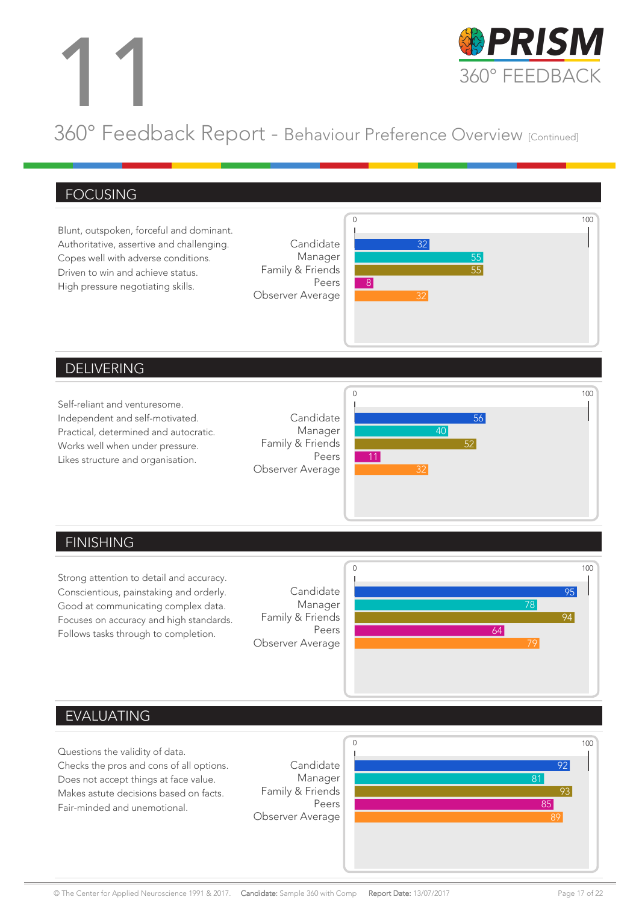# 11

# 360° Feedback Report - Behaviour Preference Overview [Continued]

## FOCUSING

Blunt, outspoken, forceful and dominant.
Authoritative, assertive and challenging.
Copes well with adverse conditions.
Driven to win and achieve status.
High pressure negotiating skills.

| Rater | Score (0–100) |
|---|---|
| Candidate | 32 |
| Manager | 55 |
| Family & Friends | 55 |
| Peers | 8 |
| Observer Average | 32 |

## DELIVERING

Self-reliant and venturesome.
Independent and self-motivated.
Practical, determined and autocratic.
Works well when under pressure.
Likes structure and organisation.

| Rater | Score (0–100) |
|---|---|
| Candidate | 56 |
| Manager | 40 |
| Family & Friends | 52 |
| Peers | 11 |
| Observer Average | 32 |

## FINISHING

Strong attention to detail and accuracy.
Conscientious, painstaking and orderly.
Good at communicating complex data.
Focuses on accuracy and high standards.
Follows tasks through to completion.

| Rater | Score (0–100) |
|---|---|
| Candidate | 95 |
| Manager | 78 |
| Family & Friends | 94 |
| Peers | 64 |
| Observer Average | 79 |

## EVALUATING

Questions the validity of data.
Checks the pros and cons of all options.
Does not accept things at face value.
Makes astute decisions based on facts.
Fair-minded and unemotional.

| Rater | Score (0–100) |
|---|---|
| Candidate | 92 |
| Manager | 81 |
| Family & Friends | 93 |
| Peers | 85 |
| Observer Average | 89 |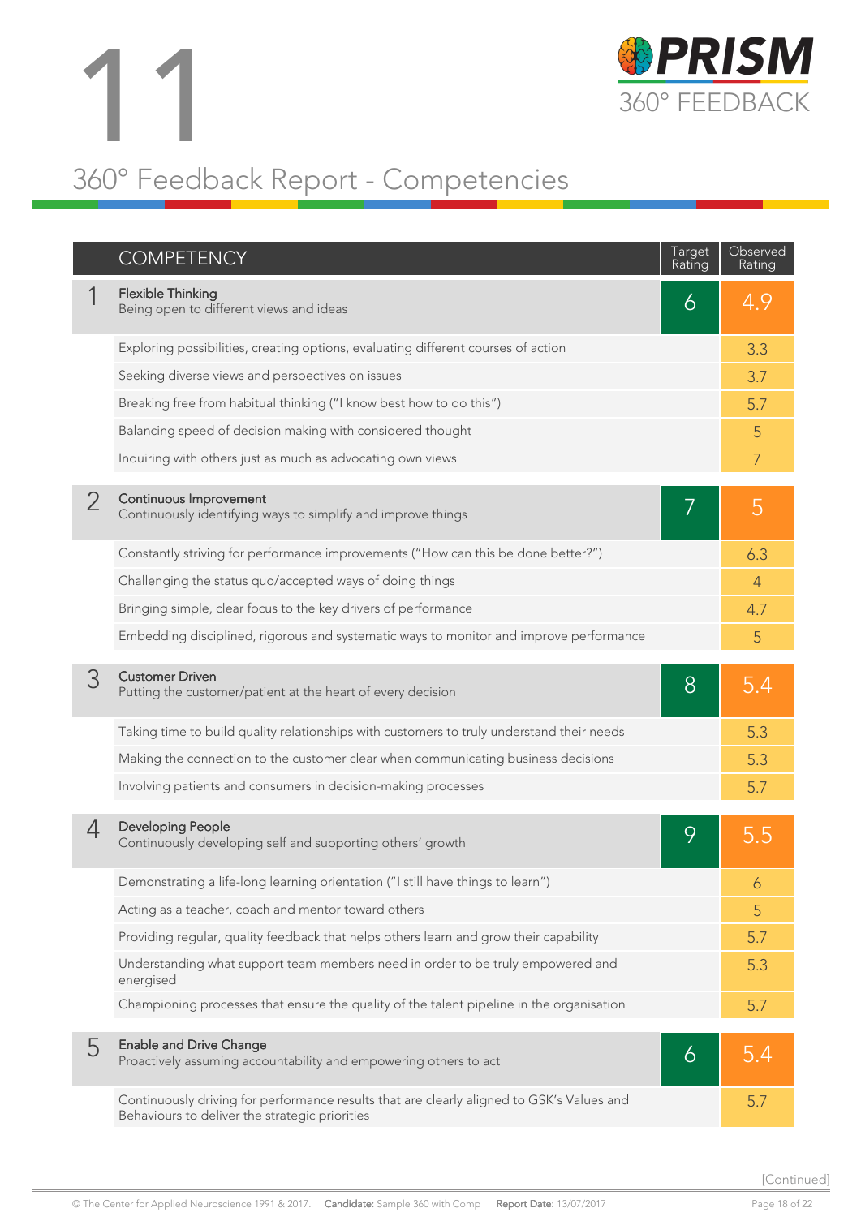# 11

# 360° Feedback Report - Competencies

| | COMPETENCY | Target Rating | Observed Rating |
|---|---|---|---|
| 1 | **Flexible Thinking**<br>Being open to different views and ideas | 6 | 4.9 |
| | Exploring possibilities, creating options, evaluating different courses of action | | 3.3 |
| | Seeking diverse views and perspectives on issues | | 3.7 |
| | Breaking free from habitual thinking ("I know best how to do this") | | 5.7 |
| | Balancing speed of decision making with considered thought | | 5 |
| | Inquiring with others just as much as advocating own views | | 7 |
| 2 | **Continuous Improvement**<br>Continuously identifying ways to simplify and improve things | 7 | 5 |
| | Constantly striving for performance improvements ("How can this be done better?") | | 6.3 |
| | Challenging the status quo/accepted ways of doing things | | 4 |
| | Bringing simple, clear focus to the key drivers of performance | | 4.7 |
| | Embedding disciplined, rigorous and systematic ways to monitor and improve performance | | 5 |
| 3 | **Customer Driven**<br>Putting the customer/patient at the heart of every decision | 8 | 5.4 |
| | Taking time to build quality relationships with customers to truly understand their needs | | 5.3 |
| | Making the connection to the customer clear when communicating business decisions | | 5.3 |
| | Involving patients and consumers in decision-making processes | | 5.7 |
| 4 | **Developing People**<br>Continuously developing self and supporting others' growth | 9 | 5.5 |
| | Demonstrating a life-long learning orientation ("I still have things to learn") | | 6 |
| | Acting as a teacher, coach and mentor toward others | | 5 |
| | Providing regular, quality feedback that helps others learn and grow their capability | | 5.7 |
| | Understanding what support team members need in order to be truly empowered and energised | | 5.3 |
| | Championing processes that ensure the quality of the talent pipeline in the organisation | | 5.7 |
| 5 | **Enable and Drive Change**<br>Proactively assuming accountability and empowering others to act | 6 | 5.4 |
| | Continuously driving for performance results that are clearly aligned to GSK's Values and Behaviours to deliver the strategic priorities | | 5.7 |

[Continued]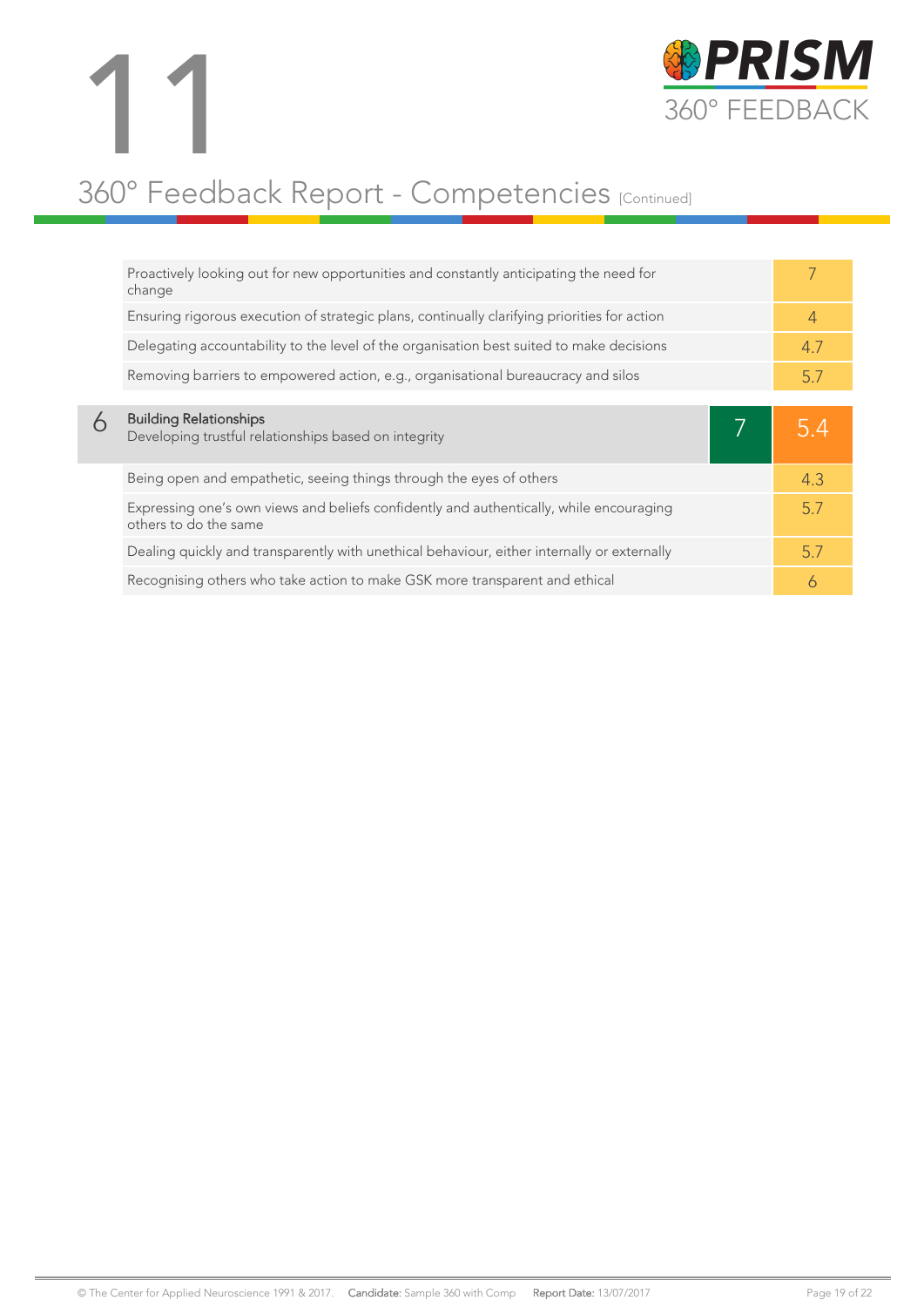# 11

## 360° Feedback Report - Competencies [Continued]

| | Item | | Score |
|---|---|---|---|
| | Proactively looking out for new opportunities and constantly anticipating the need for change | | 7 |
| | Ensuring rigorous execution of strategic plans, continually clarifying priorities for action | | 4 |
| | Delegating accountability to the level of the organisation best suited to make decisions | | 4.7 |
| | Removing barriers to empowered action, e.g., organisational bureaucracy and silos | | 5.7 |
| 6 | **Building Relationships**<br>Developing trustful relationships based on integrity | 7 | 5.4 |
| | Being open and empathetic, seeing things through the eyes of others | | 4.3 |
| | Expressing one's own views and beliefs confidently and authentically, while encouraging others to do the same | | 5.7 |
| | Dealing quickly and transparently with unethical behaviour, either internally or externally | | 5.7 |
| | Recognising others who take action to make GSK more transparent and ethical | | 6 |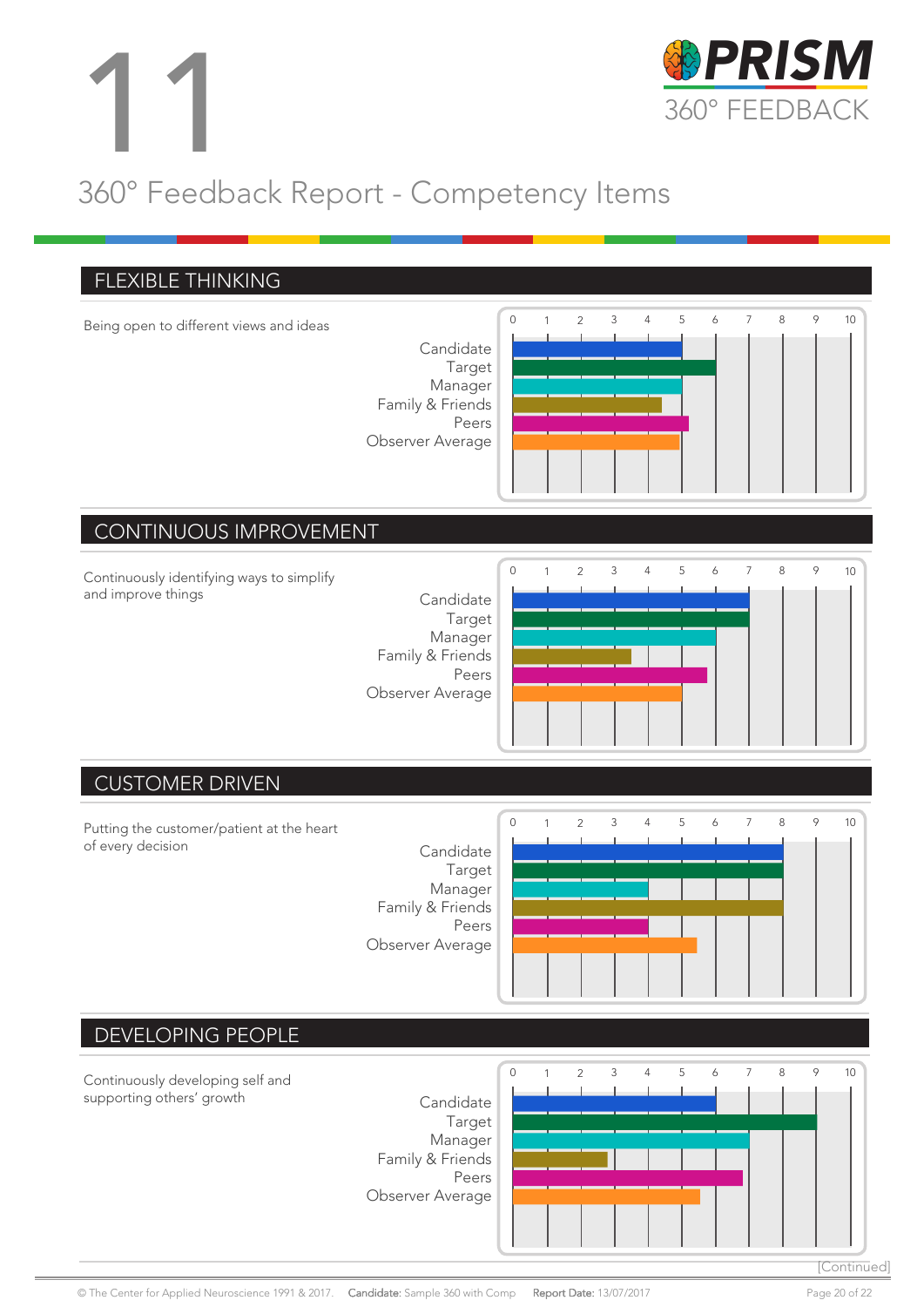# 11

## 360° Feedback Report - Competency Items

### FLEXIBLE THINKING

Being open to different views and ideas

| | Score (0–10) |
|---|---|
| Candidate | 5 |
| Target | 6 |
| Manager | 5 |
| Family & Friends | 4.4 |
| Peers | 5.2 |
| Observer Average | 4.9 |

### CONTINUOUS IMPROVEMENT

Continuously identifying ways to simplify and improve things

| | Score (0–10) |
|---|---|
| Candidate | 7 |
| Target | 7 |
| Manager | 6 |
| Family & Friends | 3.5 |
| Peers | 5.6 |
| Observer Average | 5 |

### CUSTOMER DRIVEN

Putting the customer/patient at the heart of every decision

| | Score (0–10) |
|---|---|
| Candidate | 8 |
| Target | 8 |
| Manager | 4 |
| Family & Friends | 8 |
| Peers | 4 |
| Observer Average | 5.5 |

### DEVELOPING PEOPLE

Continuously developing self and supporting others' growth

| | Score (0–10) |
|---|---|
| Candidate | 6 |
| Target | 9 |
| Manager | 7 |
| Family & Friends | 2.8 |
| Peers | 6.8 |
| Observer Average | 5.5 |

[Continued]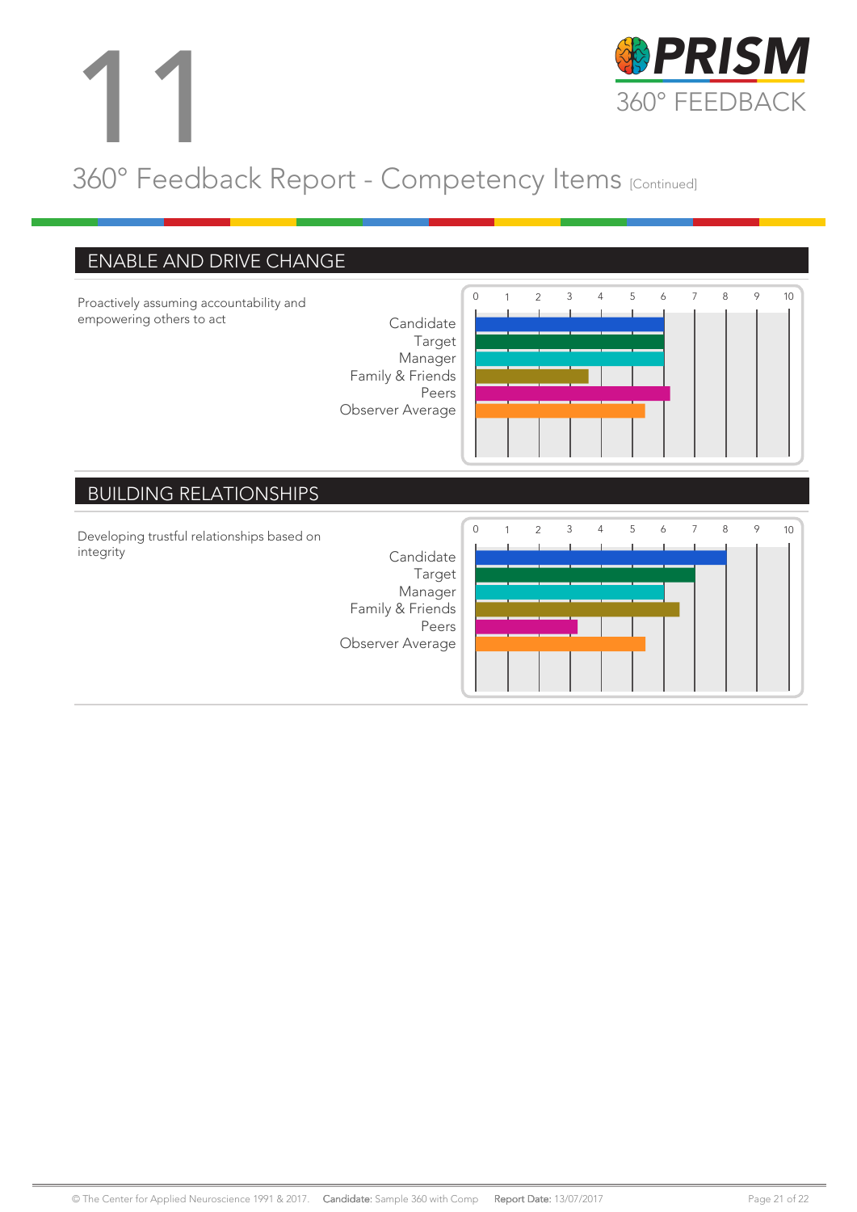# 11

## 360° Feedback Report - Competency Items [Continued]

### ENABLE AND DRIVE CHANGE

Proactively assuming accountability and empowering others to act

- Candidate
- Target
- Manager
- Family & Friends
- Peers
- Observer Average

### BUILDING RELATIONSHIPS

Developing trustful relationships based on integrity

- Candidate
- Target
- Manager
- Family & Friends
- Peers
- Observer Average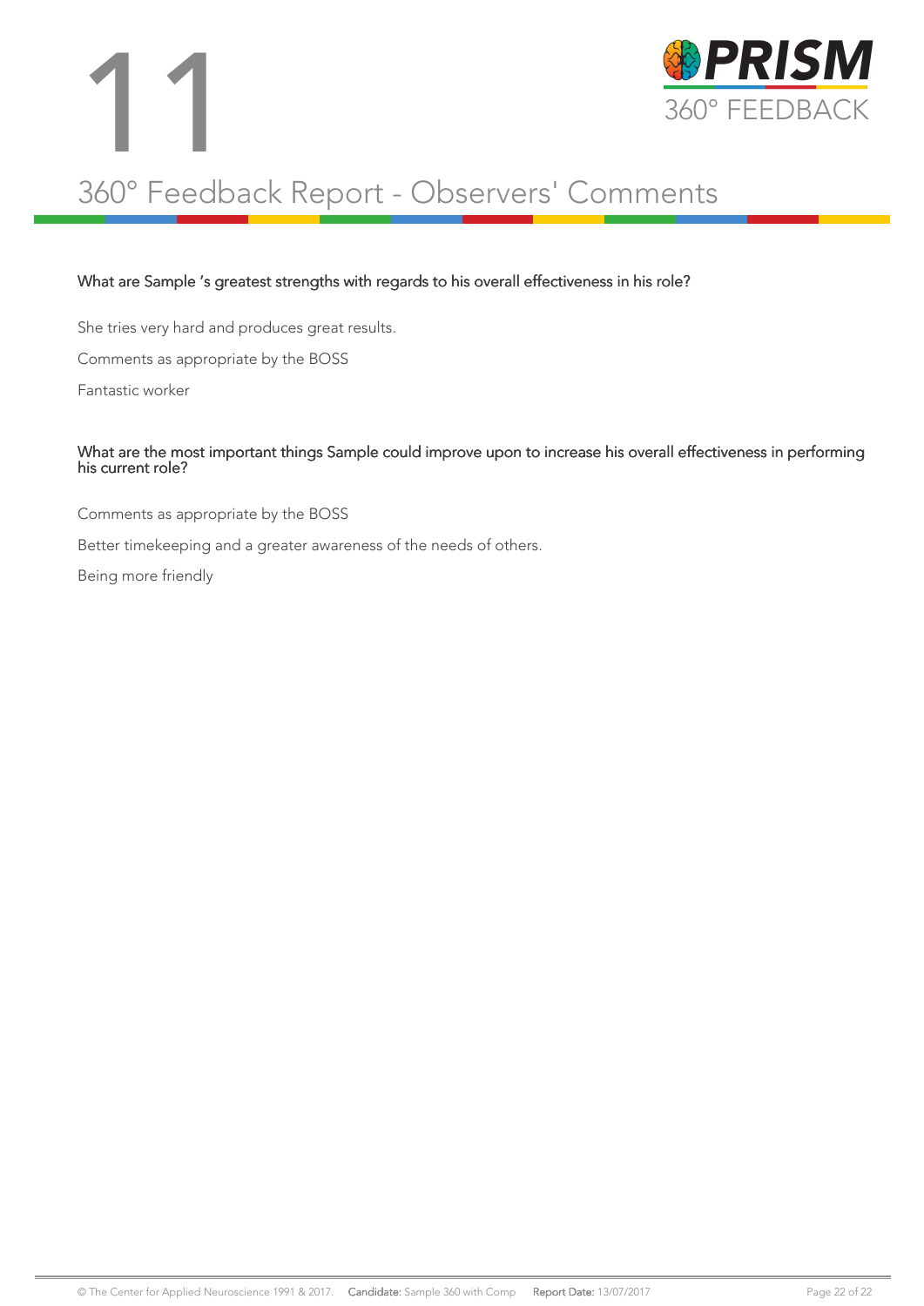# 11

## 360° Feedback Report - Observers' Comments

**What are Sample 's greatest strengths with regards to his overall effectiveness in his role?**

She tries very hard and produces great results.

Comments as appropriate by the BOSS

Fantastic worker

**What are the most important things Sample could improve upon to increase his overall effectiveness in performing his current role?**

Comments as appropriate by the BOSS

Better timekeeping and a greater awareness of the needs of others.

Being more friendly